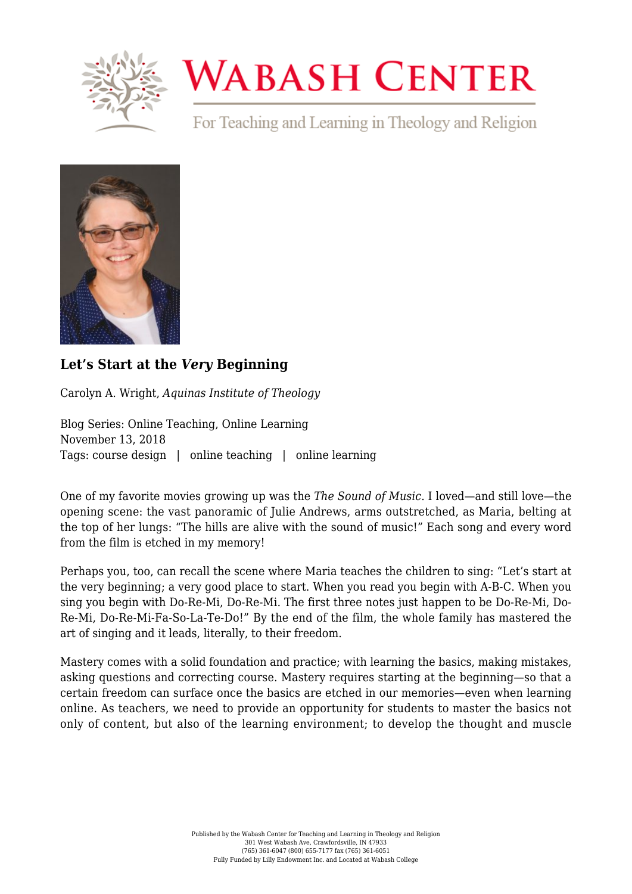# Let's Start at the *Very* Beginning

Carolyn A. Wright, *Aquinas Institute of Theology*

Blog Series: Online Teaching, Online Learning
November 13, 2018
Tags: course design | online teaching | online learning

One of my favorite movies growing up was the *The Sound of Music*. I loved—and still love—the opening scene: the vast panoramic of Julie Andrews, arms outstretched, as Maria, belting at the top of her lungs: "The hills are alive with the sound of music!" Each song and every word from the film is etched in my memory!

Perhaps you, too, can recall the scene where Maria teaches the children to sing: "Let's start at the very beginning; a very good place to start. When you read you begin with A-B-C. When you sing you begin with Do-Re-Mi, Do-Re-Mi. The first three notes just happen to be Do-Re-Mi, Do-Re-Mi, Do-Re-Mi-Fa-So-La-Te-Do!" By the end of the film, the whole family has mastered the art of singing and it leads, literally, to their freedom.

Mastery comes with a solid foundation and practice; with learning the basics, making mistakes, asking questions and correcting course. Mastery requires starting at the beginning—so that a certain freedom can surface once the basics are etched in our memories—even when learning online. As teachers, we need to provide an opportunity for students to master the basics not only of content, but also of the learning environment; to develop the thought and muscle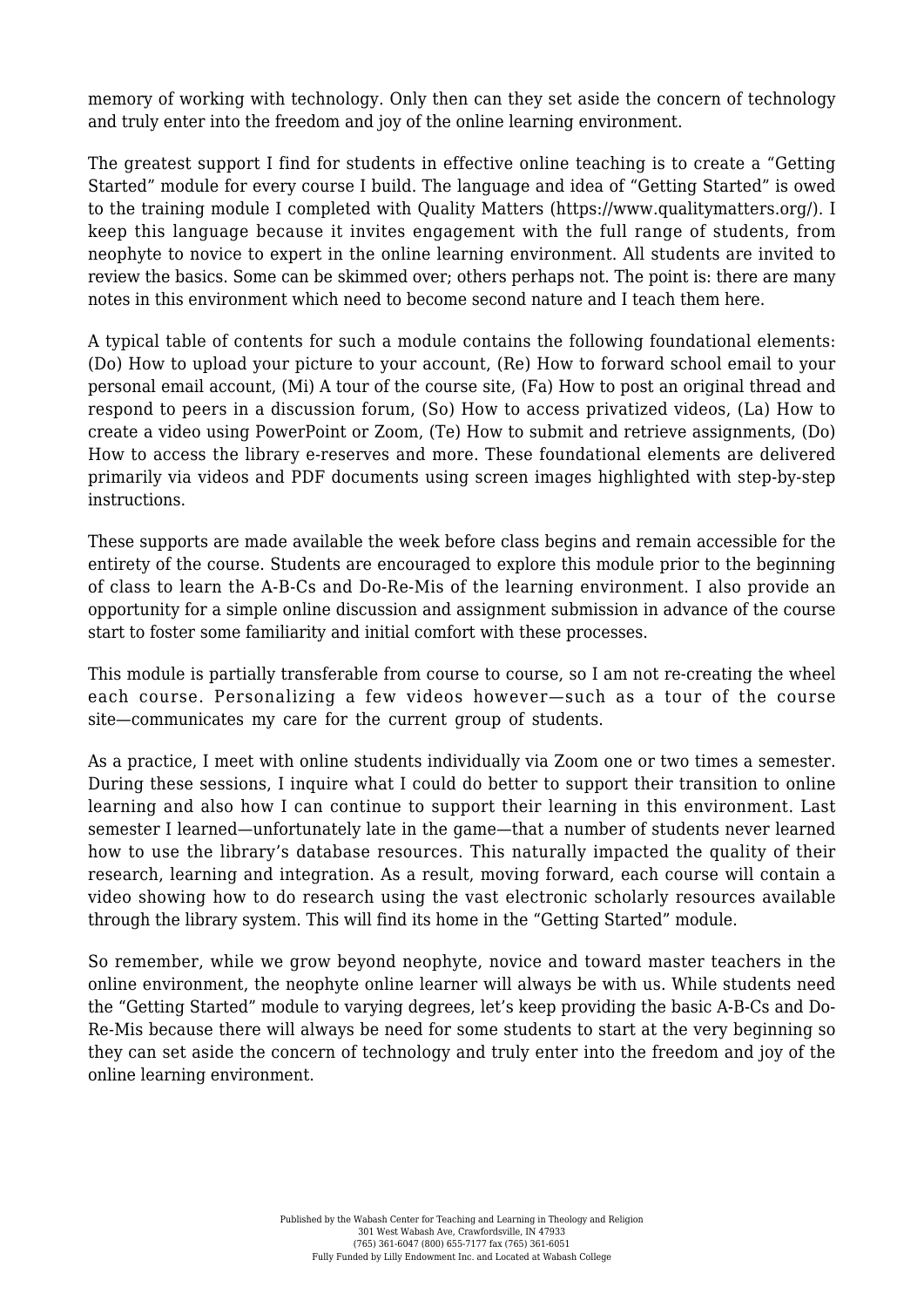memory of working with technology. Only then can they set aside the concern of technology and truly enter into the freedom and joy of the online learning environment.

The greatest support I find for students in effective online teaching is to create a "Getting Started" module for every course I build. The language and idea of "Getting Started" is owed to the training module I completed with Quality Matters (https://www.qualitymatters.org/). I keep this language because it invites engagement with the full range of students, from neophyte to novice to expert in the online learning environment. All students are invited to review the basics. Some can be skimmed over; others perhaps not. The point is: there are many notes in this environment which need to become second nature and I teach them here.

A typical table of contents for such a module contains the following foundational elements: (Do) How to upload your picture to your account, (Re) How to forward school email to your personal email account, (Mi) A tour of the course site, (Fa) How to post an original thread and respond to peers in a discussion forum, (So) How to access privatized videos, (La) How to create a video using PowerPoint or Zoom, (Te) How to submit and retrieve assignments, (Do) How to access the library e-reserves and more. These foundational elements are delivered primarily via videos and PDF documents using screen images highlighted with step-by-step instructions.

These supports are made available the week before class begins and remain accessible for the entirety of the course. Students are encouraged to explore this module prior to the beginning of class to learn the A-B-Cs and Do-Re-Mis of the learning environment. I also provide an opportunity for a simple online discussion and assignment submission in advance of the course start to foster some familiarity and initial comfort with these processes.

This module is partially transferable from course to course, so I am not re-creating the wheel each course. Personalizing a few videos however—such as a tour of the course site—communicates my care for the current group of students.

As a practice, I meet with online students individually via Zoom one or two times a semester. During these sessions, I inquire what I could do better to support their transition to online learning and also how I can continue to support their learning in this environment. Last semester I learned—unfortunately late in the game—that a number of students never learned how to use the library's database resources. This naturally impacted the quality of their research, learning and integration. As a result, moving forward, each course will contain a video showing how to do research using the vast electronic scholarly resources available through the library system. This will find its home in the "Getting Started" module.

So remember, while we grow beyond neophyte, novice and toward master teachers in the online environment, the neophyte online learner will always be with us. While students need the "Getting Started" module to varying degrees, let's keep providing the basic A-B-Cs and Do-Re-Mis because there will always be need for some students to start at the very beginning so they can set aside the concern of technology and truly enter into the freedom and joy of the online learning environment.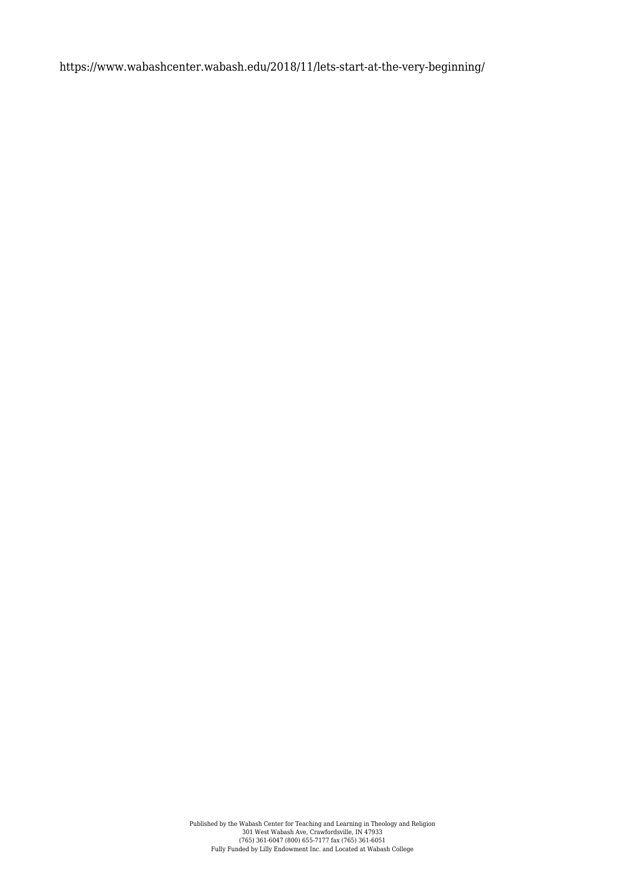https://www.wabashcenter.wabash.edu/2018/11/lets-start-at-the-very-beginning/